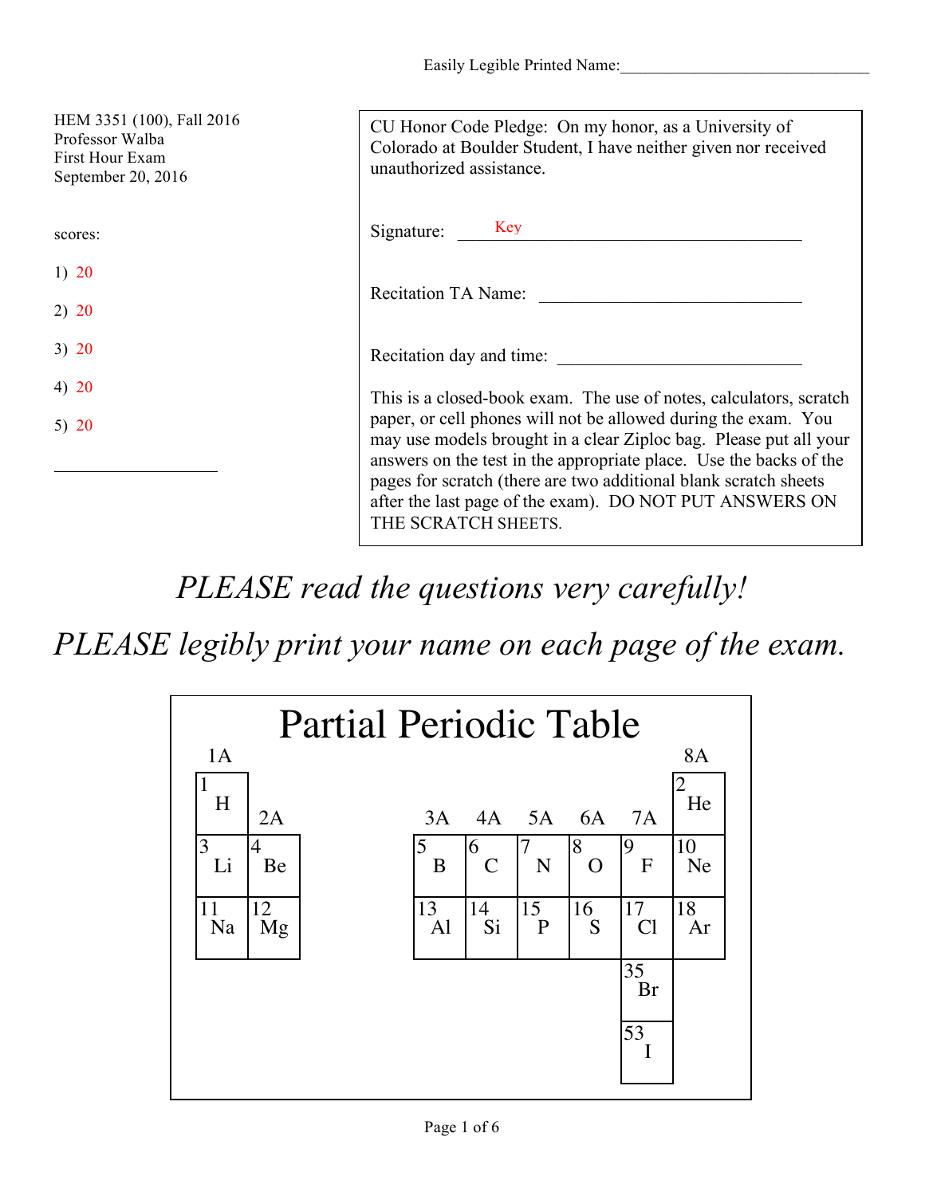Easily Legible Printed Name:______________________________

HEM 3351 (100), Fall 2016
Professor Walba
First Hour Exam
September 20, 2016

scores:

1) 20

2) 20

3) 20

4) 20

5) 20

____________________

CU Honor Code Pledge: On my honor, as a University of Colorado at Boulder Student, I have neither given nor received unauthorized assistance.

Signature: Key

Recitation TA Name: ______________________________

Recitation day and time: ____________________________

This is a closed-book exam. The use of notes, calculators, scratch paper, or cell phones will not be allowed during the exam. You may use models brought in a clear Ziploc bag. Please put all your answers on the test in the appropriate place. Use the backs of the pages for scratch (there are two additional blank scratch sheets after the last page of the exam). DO NOT PUT ANSWERS ON THE SCRATCH SHEETS.

*PLEASE read the questions very carefully!*

*PLEASE legibly print your name on each page of the exam.*

# Partial Periodic Table

| 1A | 2A | 3A | 4A | 5A | 6A | 7A | 8A |
|---|---|---|---|---|---|---|---|
| 1 H | | | | | | | 2 He |
| 3 Li | 4 Be | 5 B | 6 C | 7 N | 8 O | 9 F | 10 Ne |
| 11 Na | 12 Mg | 13 Al | 14 Si | 15 P | 16 S | 17 Cl | 18 Ar |
| | | | | | | 35 Br | |
| | | | | | | 53 I | |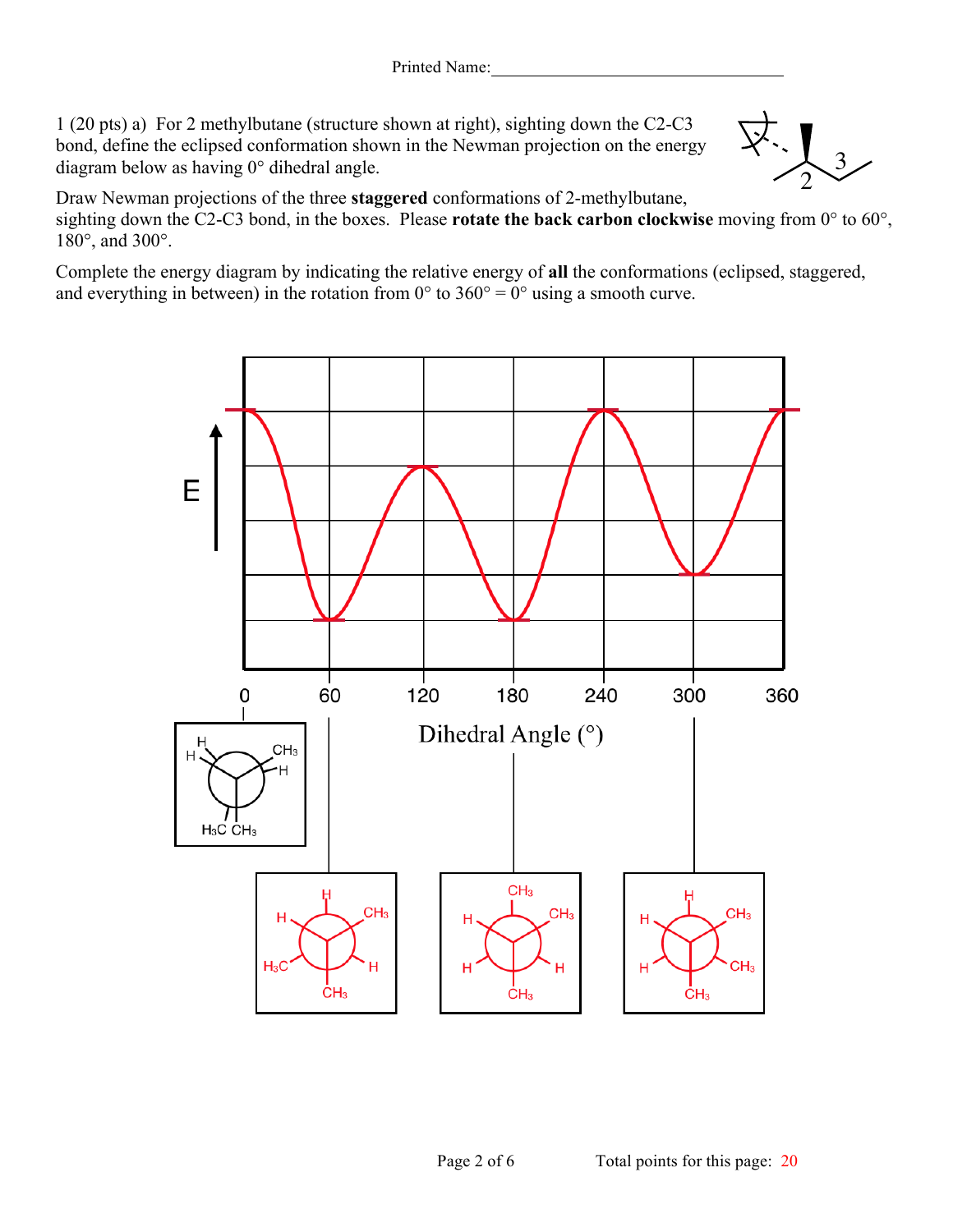Printed Name:\_\_\_\_\_\_\_\_\_\_\_\_\_\_\_\_\_\_\_\_\_\_\_\_\_\_\_\_\_\_\_\_\_\_

1 (20 pts) a) For 2 methylbutane (structure shown at right), sighting down the C2-C3 bond, define the eclipsed conformation shown in the Newman projection on the energy diagram below as having 0° dihedral angle.

Draw Newman projections of the three **staggered** conformations of 2-methylbutane, sighting down the C2-C3 bond, in the boxes. Please **rotate the back carbon clockwise** moving from 0° to 60°, 180°, and 300°.

Complete the energy diagram by indicating the relative energy of **all** the conformations (eclipsed, staggered, and everything in between) in the rotation from 0° to 360° = 0° using a smooth curve.

E

0 60 120 180 240 300 360

Dihedral Angle (°)

0°: H, H, $CH_3$, H, $H_3C$, $CH_3$

60°: H, $CH_3$, H, $CH_3$, $H_3C$, H

180°: $CH_3$, $CH_3$, H, $CH_3$, H, H

300°: H, $CH_3$, $CH_3$, $CH_3$, H, H

Total points for this page: 20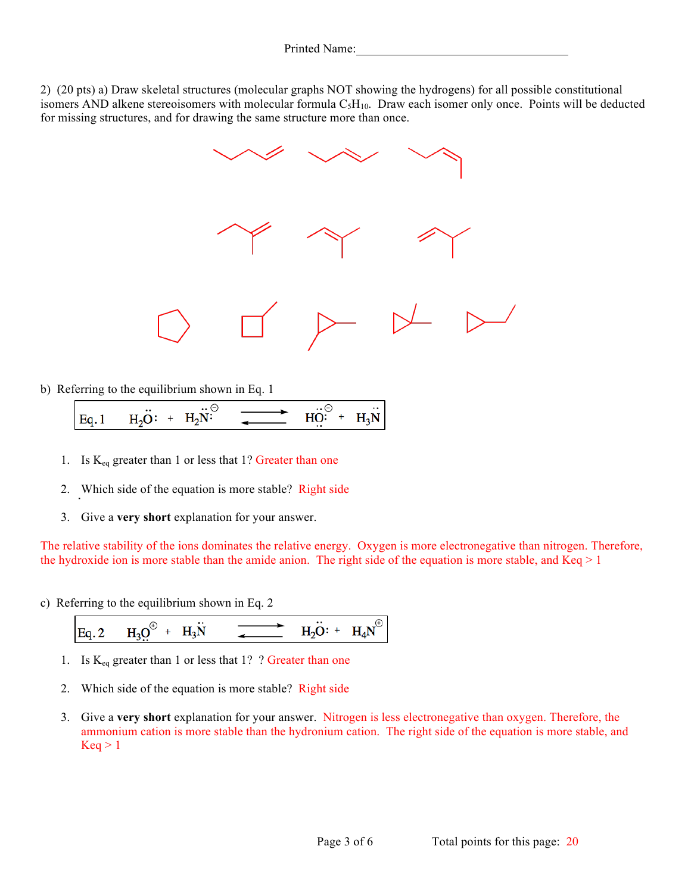Printed Name:_______________________________________

2) (20 pts) a) Draw skeletal structures (molecular graphs NOT showing the hydrogens) for all possible constitutional isomers AND alkene stereoisomers with molecular formula $C_5H_{10}$. Draw each isomer only once. Points will be deducted for missing structures, and for drawing the same structure more than once.

b) Referring to the equilibrium shown in Eq. 1

$$\text{Eq. 1} \quad H_2\ddot{O}: \; + \; H_2\ddot{N}:^{\ominus} \; \rightleftharpoons \; H\ddot{O}:^{\ominus} \; + \; H_3\ddot{N}$$

1. Is $K_{eq}$ greater than 1 or less that 1? Greater than one

2. Which side of the equation is more stable? Right side

3. Give a **very short** explanation for your answer.

The relative stability of the ions dominates the relative energy. Oxygen is more electronegative than nitrogen. Therefore, the hydroxide ion is more stable than the amide anion. The right side of the equation is more stable, and Keq > 1

c) Referring to the equilibrium shown in Eq. 2

$$\text{Eq. 2} \quad H_3O^{\oplus} \; + \; H_3\ddot{N} \; \rightleftharpoons \; H_2\ddot{O}: \; + \; H_4N^{\oplus}$$

1. Is $K_{eq}$ greater than 1 or less that 1? ? Greater than one

2. Which side of the equation is more stable? Right side

3. Give a **very short** explanation for your answer. Nitrogen is less electronegative than oxygen. Therefore, the ammonium cation is more stable than the hydronium cation. The right side of the equation is more stable, and Keq > 1

Total points for this page: 20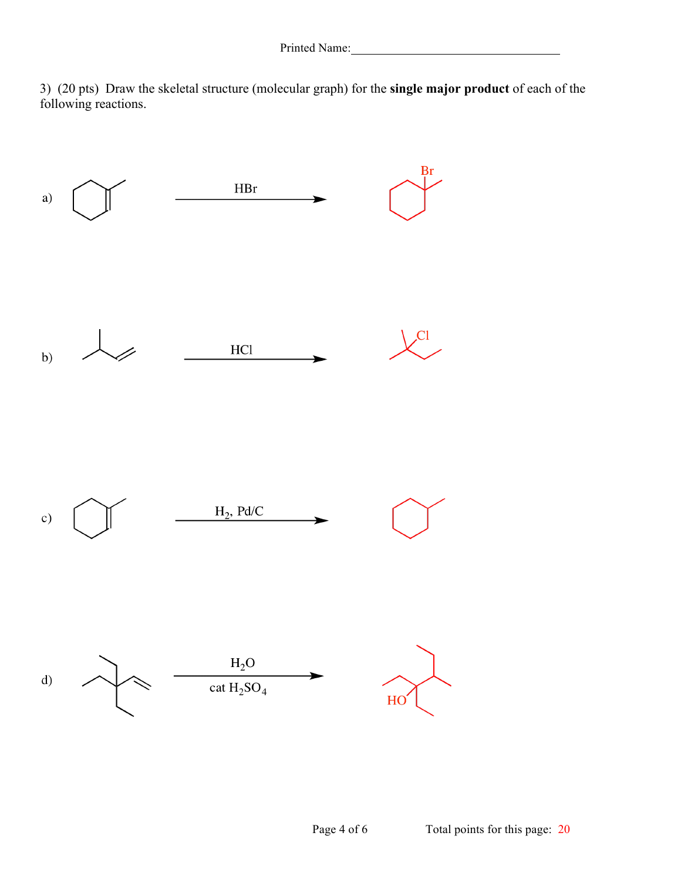Printed Name:___________________________________

3) (20 pts) Draw the skeletal structure (molecular graph) for the **single major product** of each of the following reactions.

a) HBr

Br

b) HCl

Cl

c) $H_2$, Pd/C

d) $H_2O$, cat $H_2SO_4$

HO

Total points for this page: 20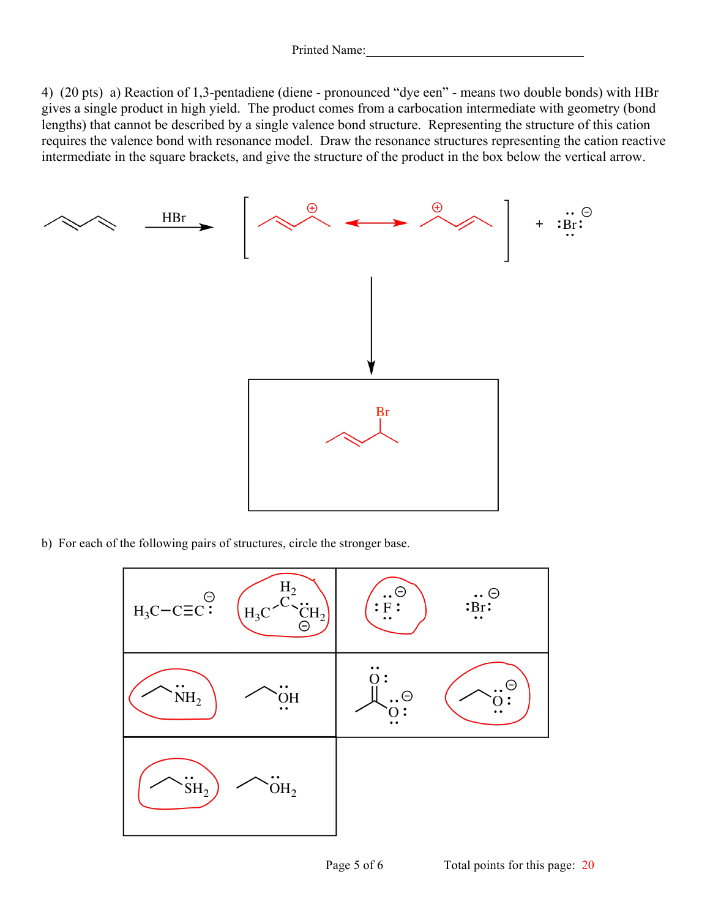Printed Name:___________________________________

4) (20 pts) a) Reaction of 1,3-pentadiene (diene - pronounced "dye een" - means two double bonds) with HBr gives a single product in high yield. The product comes from a carbocation intermediate with geometry (bond lengths) that cannot be described by a single valence bond structure. Representing the structure of this cation requires the valence bond with resonance model. Draw the resonance structures representing the cation reactive intermediate in the square brackets, and give the structure of the product in the box below the vertical arrow.

HBr

$+ :\ddot{Br}:^{\ominus}$

Br

b) For each of the following pairs of structures, circle the stronger base.

| | |
|---|---|
| $H_3C-C{\equiv}C:^{\ominus}$ &nbsp;&nbsp;&nbsp; $H_3C-CH_2-\ddot{C}H_2^{\ominus}$ | $:\ddot{F}:^{\ominus}$ &nbsp;&nbsp;&nbsp; $:\ddot{Br}:^{\ominus}$ |
| $CH_3CH_2\ddot{N}H_2$ &nbsp;&nbsp;&nbsp; $CH_3CH_2\ddot{O}H$ | $CH_3C(=O)\ddot{O}:^{\ominus}$ &nbsp;&nbsp;&nbsp; $CH_3CH_2\ddot{O}:^{\ominus}$ |
| $CH_3CH_2\ddot{S}H_2$ &nbsp;&nbsp;&nbsp; $CH_3CH_2\ddot{O}H_2$ | |

Total points for this page: 20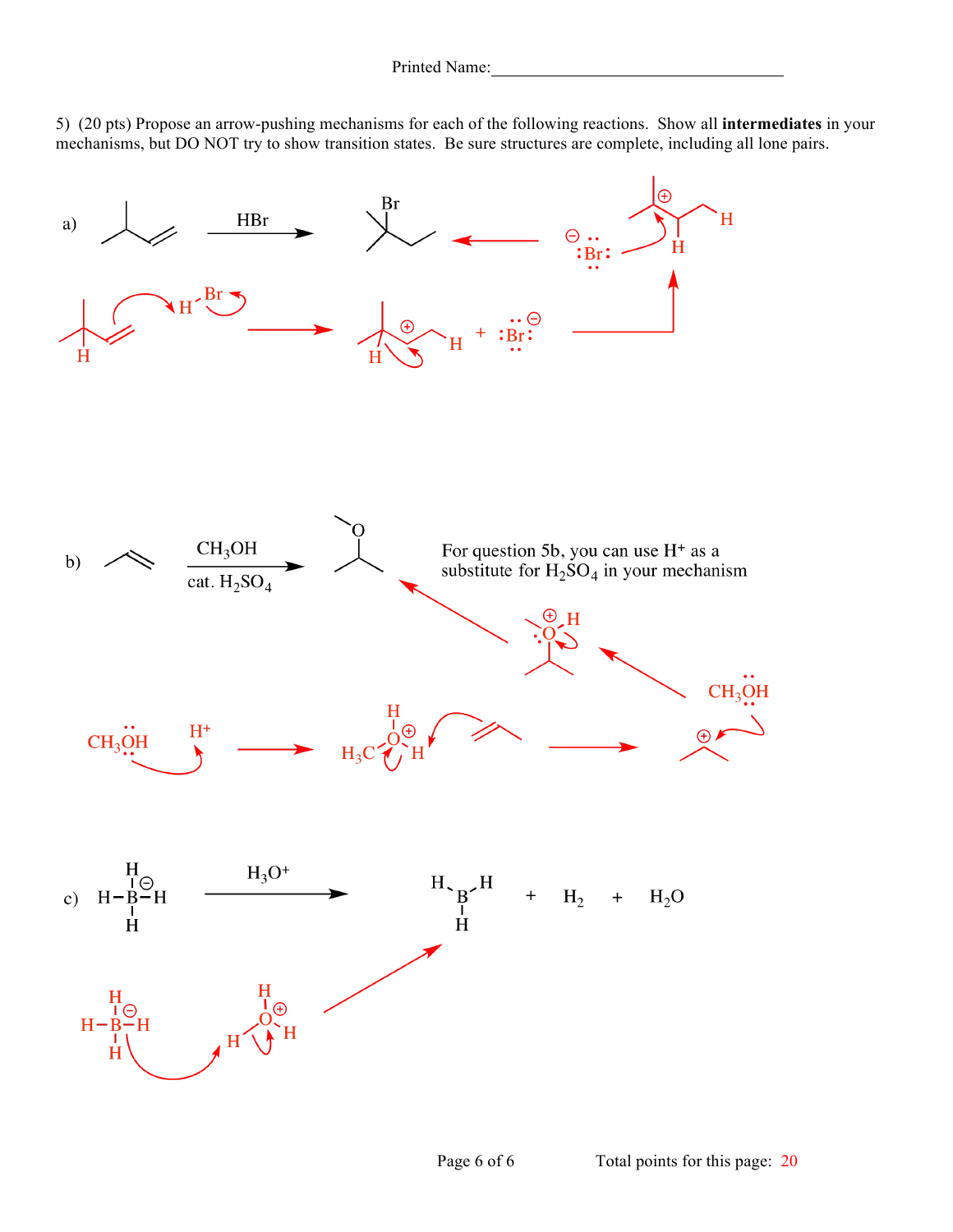Printed Name:___________________________________

5) (20 pts) Propose an arrow-pushing mechanisms for each of the following reactions. Show all **intermediates** in your mechanisms, but DO NOT try to show transition states. Be sure structures are complete, including all lone pairs.

a)

HBr

Br

H

Br

H

H

H

+ :Br:

:Br:

H

b)

$CH_3OH$

cat. $H_2SO_4$

O

For question 5b, you can use $H^+$ as a substitute for $H_2SO_4$ in your mechanism

H

O

$CH_3OH$

$H^+$

H

$H_3C$ O H

$CH_3OH$

c)

H
H–B–H
H

$H_3O^+$

H B H
H

+ $H_2$ + $H_2O$

H
H–B–H
H

H
H O H

Total points for this page: 20